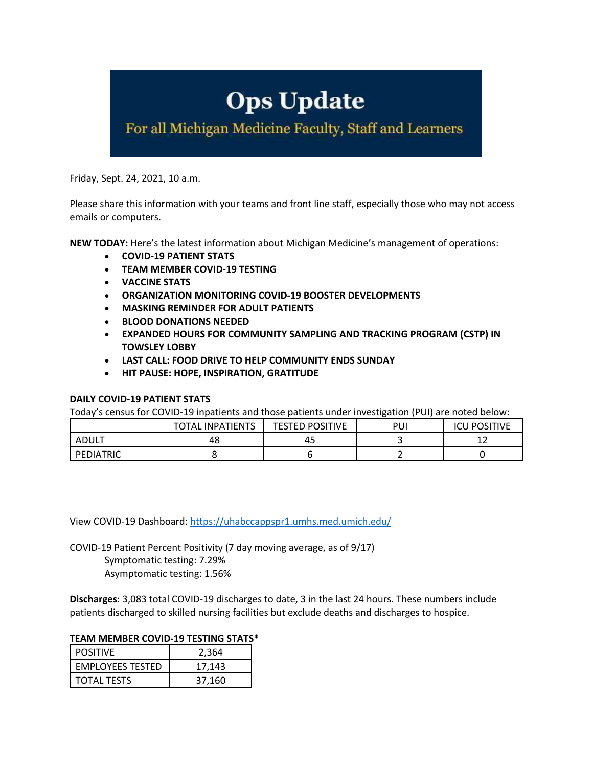# Ops Update

## For all Michigan Medicine Faculty, Staff and Learners

Friday, Sept. 24, 2021, 10 a.m.

Please share this information with your teams and front line staff, especially those who may not access emails or computers.

**NEW TODAY:** Here's the latest information about Michigan Medicine's management of operations:

- **COVID-19 PATIENT STATS**
- **TEAM MEMBER COVID-19 TESTING**
- **VACCINE STATS**
- **ORGANIZATION MONITORING COVID-19 BOOSTER DEVELOPMENTS**
- **MASKING REMINDER FOR ADULT PATIENTS**
- **BLOOD DONATIONS NEEDED**
- **EXPANDED HOURS FOR COMMUNITY SAMPLING AND TRACKING PROGRAM (CSTP) IN TOWSLEY LOBBY**
- **LAST CALL: FOOD DRIVE TO HELP COMMUNITY ENDS SUNDAY**
- **HIT PAUSE: HOPE, INSPIRATION, GRATITUDE**

**DAILY COVID-19 PATIENT STATS**

Today's census for COVID-19 inpatients and those patients under investigation (PUI) are noted below:

| | TOTAL INPATIENTS | TESTED POSITIVE | PUI | ICU POSITIVE |
|---|---|---|---|---|
| ADULT | 48 | 45 | 3 | 12 |
| PEDIATRIC | 8 | 6 | 2 | 0 |

View COVID-19 Dashboard: https://uhabccappspr1.umhs.med.umich.edu/

COVID-19 Patient Percent Positivity (7 day moving average, as of 9/17)

Symptomatic testing: 7.29%

Asymptomatic testing: 1.56%

**Discharges**: 3,083 total COVID-19 discharges to date, 3 in the last 24 hours. These numbers include patients discharged to skilled nursing facilities but exclude deaths and discharges to hospice.

**TEAM MEMBER COVID-19 TESTING STATS***

| | |
|---|---|
| POSITIVE | 2,364 |
| EMPLOYEES TESTED | 17,143 |
| TOTAL TESTS | 37,160 |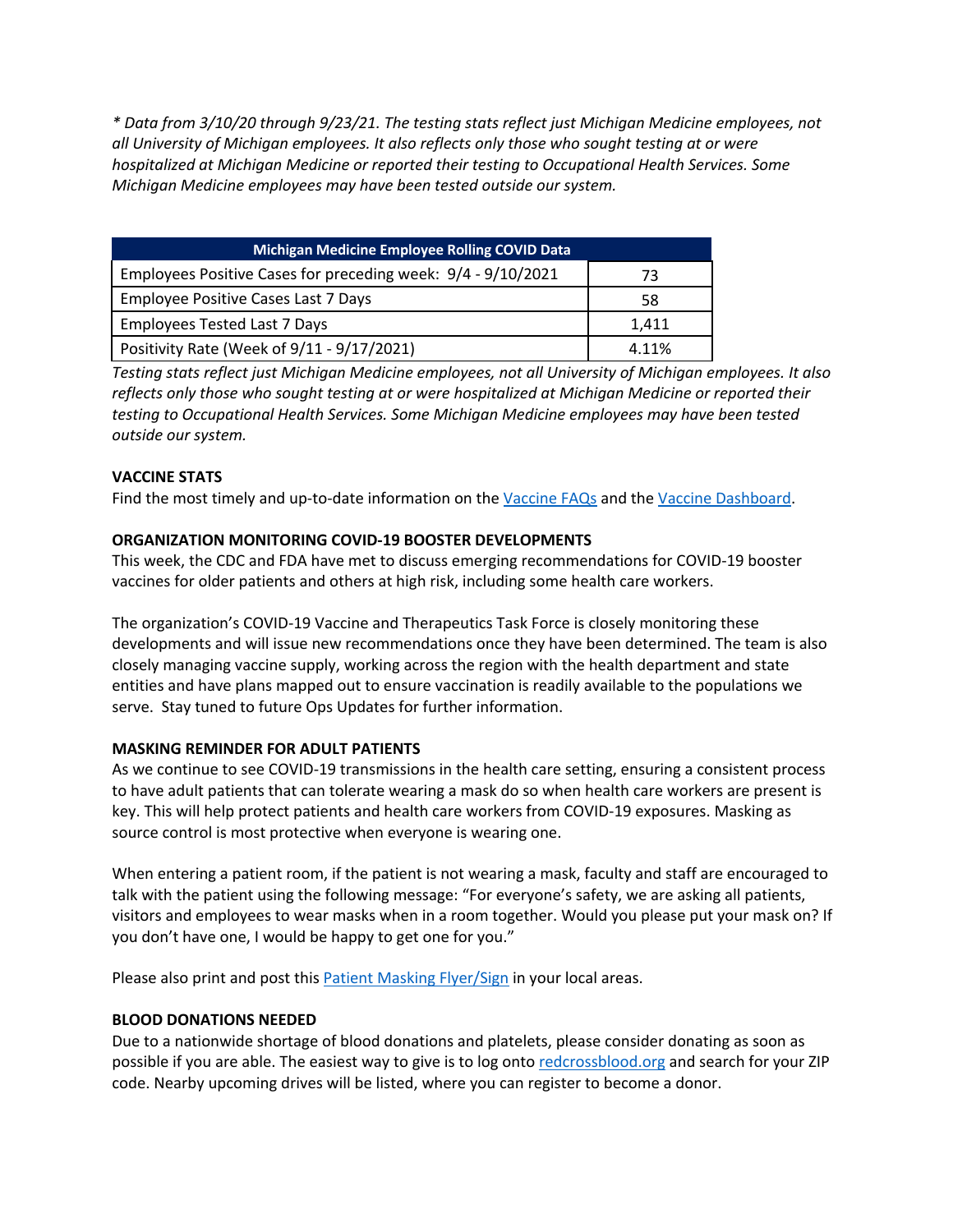*\* Data from 3/10/20 through 9/23/21. The testing stats reflect just Michigan Medicine employees, not all University of Michigan employees. It also reflects only those who sought testing at or were hospitalized at Michigan Medicine or reported their testing to Occupational Health Services. Some Michigan Medicine employees may have been tested outside our system.*

| Michigan Medicine Employee Rolling COVID Data | |
|---|---|
| Employees Positive Cases for preceding week: 9/4 - 9/10/2021 | 73 |
| Employee Positive Cases Last 7 Days | 58 |
| Employees Tested Last 7 Days | 1,411 |
| Positivity Rate (Week of 9/11 - 9/17/2021) | 4.11% |

*Testing stats reflect just Michigan Medicine employees, not all University of Michigan employees. It also reflects only those who sought testing at or were hospitalized at Michigan Medicine or reported their testing to Occupational Health Services. Some Michigan Medicine employees may have been tested outside our system.*

**VACCINE STATS**

Find the most timely and up-to-date information on the Vaccine FAQs and the Vaccine Dashboard.

**ORGANIZATION MONITORING COVID-19 BOOSTER DEVELOPMENTS**

This week, the CDC and FDA have met to discuss emerging recommendations for COVID-19 booster vaccines for older patients and others at high risk, including some health care workers.

The organization's COVID-19 Vaccine and Therapeutics Task Force is closely monitoring these developments and will issue new recommendations once they have been determined. The team is also closely managing vaccine supply, working across the region with the health department and state entities and have plans mapped out to ensure vaccination is readily available to the populations we serve. Stay tuned to future Ops Updates for further information.

**MASKING REMINDER FOR ADULT PATIENTS**

As we continue to see COVID-19 transmissions in the health care setting, ensuring a consistent process to have adult patients that can tolerate wearing a mask do so when health care workers are present is key. This will help protect patients and health care workers from COVID-19 exposures. Masking as source control is most protective when everyone is wearing one.

When entering a patient room, if the patient is not wearing a mask, faculty and staff are encouraged to talk with the patient using the following message: "For everyone's safety, we are asking all patients, visitors and employees to wear masks when in a room together. Would you please put your mask on? If you don't have one, I would be happy to get one for you."

Please also print and post this Patient Masking Flyer/Sign in your local areas.

**BLOOD DONATIONS NEEDED**

Due to a nationwide shortage of blood donations and platelets, please consider donating as soon as possible if you are able. The easiest way to give is to log onto redcrossblood.org and search for your ZIP code. Nearby upcoming drives will be listed, where you can register to become a donor.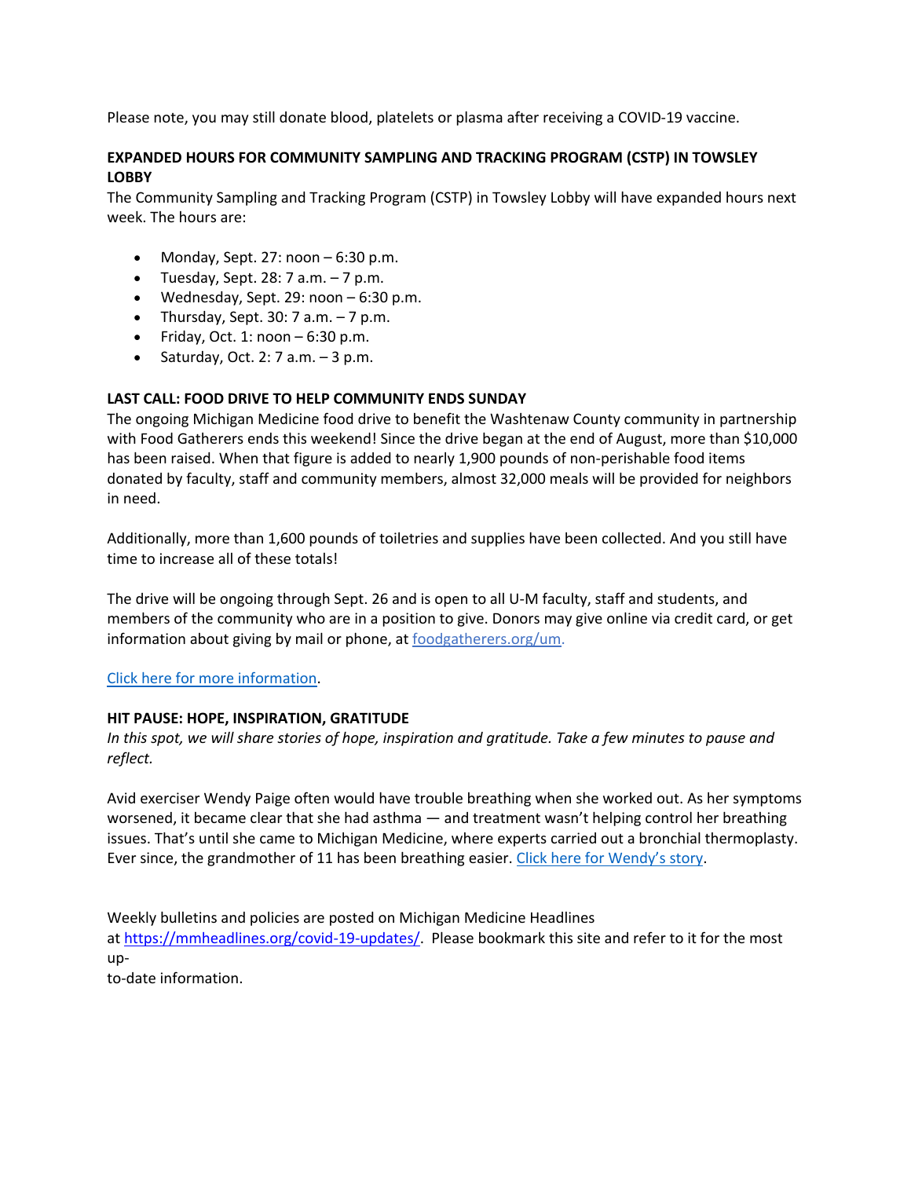Please note, you may still donate blood, platelets or plasma after receiving a COVID-19 vaccine.

**EXPANDED HOURS FOR COMMUNITY SAMPLING AND TRACKING PROGRAM (CSTP) IN TOWSLEY LOBBY**

The Community Sampling and Tracking Program (CSTP) in Towsley Lobby will have expanded hours next week. The hours are:

- Monday, Sept. 27: noon – 6:30 p.m.
- Tuesday, Sept. 28: 7 a.m. – 7 p.m.
- Wednesday, Sept. 29: noon – 6:30 p.m.
- Thursday, Sept. 30: 7 a.m. – 7 p.m.
- Friday, Oct. 1: noon – 6:30 p.m.
- Saturday, Oct. 2: 7 a.m. – 3 p.m.

**LAST CALL: FOOD DRIVE TO HELP COMMUNITY ENDS SUNDAY**

The ongoing Michigan Medicine food drive to benefit the Washtenaw County community in partnership with Food Gatherers ends this weekend! Since the drive began at the end of August, more than $10,000 has been raised. When that figure is added to nearly 1,900 pounds of non-perishable food items donated by faculty, staff and community members, almost 32,000 meals will be provided for neighbors in need.

Additionally, more than 1,600 pounds of toiletries and supplies have been collected. And you still have time to increase all of these totals!

The drive will be ongoing through Sept. 26 and is open to all U-M faculty, staff and students, and members of the community who are in a position to give. Donors may give online via credit card, or get information about giving by mail or phone, at foodgatherers.org/um.

Click here for more information.

**HIT PAUSE: HOPE, INSPIRATION, GRATITUDE**

*In this spot, we will share stories of hope, inspiration and gratitude. Take a few minutes to pause and reflect.*

Avid exerciser Wendy Paige often would have trouble breathing when she worked out. As her symptoms worsened, it became clear that she had asthma — and treatment wasn't helping control her breathing issues. That's until she came to Michigan Medicine, where experts carried out a bronchial thermoplasty. Ever since, the grandmother of 11 has been breathing easier. Click here for Wendy's story.

Weekly bulletins and policies are posted on Michigan Medicine Headlines at https://mmheadlines.org/covid-19-updates/. Please bookmark this site and refer to it for the most up-to-date information.